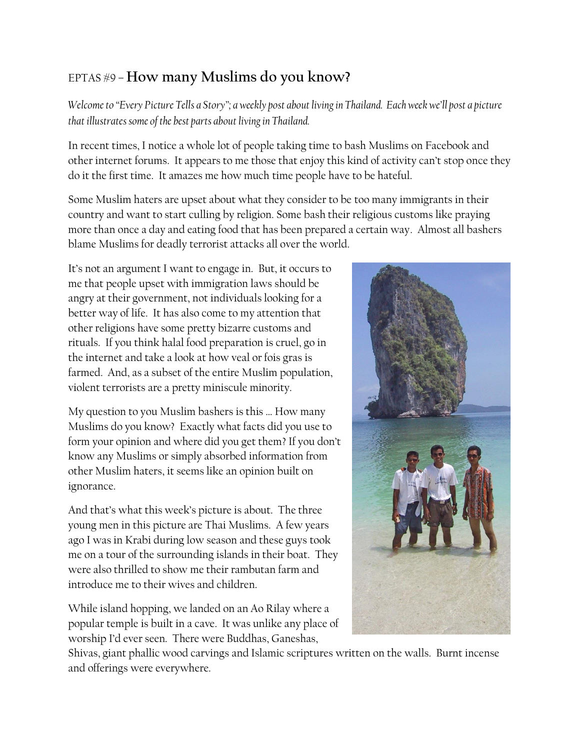# EPTAS #9 – **How many Muslims do you know?**

*Welcome to "Every Picture Tells a Story"; a weekly post about living in Thailand. Each week we'll post a picture that illustrates some of the best parts about living in Thailand.*

In recent times, I notice a whole lot of people taking time to bash Muslims on Facebook and other internet forums. It appears to me those that enjoy this kind of activity can't stop once they do it the first time. It amazes me how much time people have to be hateful.

Some Muslim haters are upset about what they consider to be too many immigrants in their country and want to start culling by religion. Some bash their religious customs like praying more than once a day and eating food that has been prepared a certain way. Almost all bashers blame Muslims for deadly terrorist attacks all over the world.

It's not an argument I want to engage in. But, it occurs to me that people upset with immigration laws should be angry at their government, not individuals looking for a better way of life. It has also come to my attention that other religions have some pretty bizarre customs and rituals. If you think halal food preparation is cruel, go in the internet and take a look at how veal or fois gras is farmed. And, as a subset of the entire Muslim population, violent terrorists are a pretty miniscule minority.

My question to you Muslim bashers is this … How many Muslims do you know? Exactly what facts did you use to form your opinion and where did you get them? If you don't know any Muslims or simply absorbed information from other Muslim haters, it seems like an opinion built on ignorance.

And that's what this week's picture is about. The three young men in this picture are Thai Muslims. A few years ago I was in Krabi during low season and these guys took me on a tour of the surrounding islands in their boat. They were also thrilled to show me their rambutan farm and introduce me to their wives and children.

While island hopping, we landed on an Ao Rilay where a popular temple is built in a cave. It was unlike any place of worship I'd ever seen. There were Buddhas, Ganeshas, Shivas, giant phallic wood carvings and Islamic scriptures written on the walls. Burnt incense and offerings were everywhere.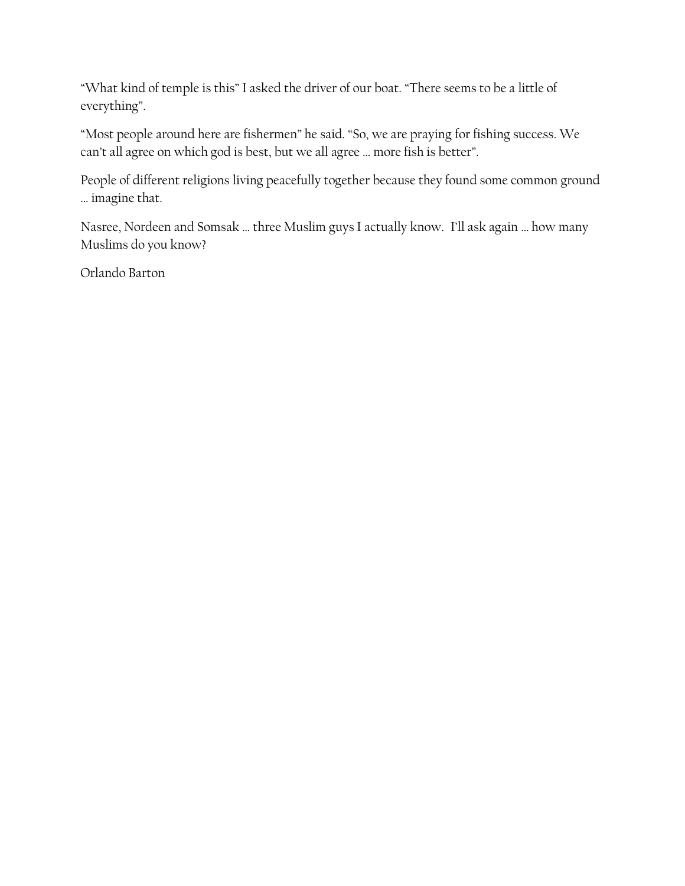“What kind of temple is this” I asked the driver of our boat. “There seems to be a little of everything”.

“Most people around here are fishermen” he said. “So, we are praying for fishing success. We can’t all agree on which god is best, but we all agree … more fish is better”.

People of different religions living peacefully together because they found some common ground … imagine that.

Nasree, Nordeen and Somsak … three Muslim guys I actually know.  I’ll ask again … how many Muslims do you know?

Orlando Barton